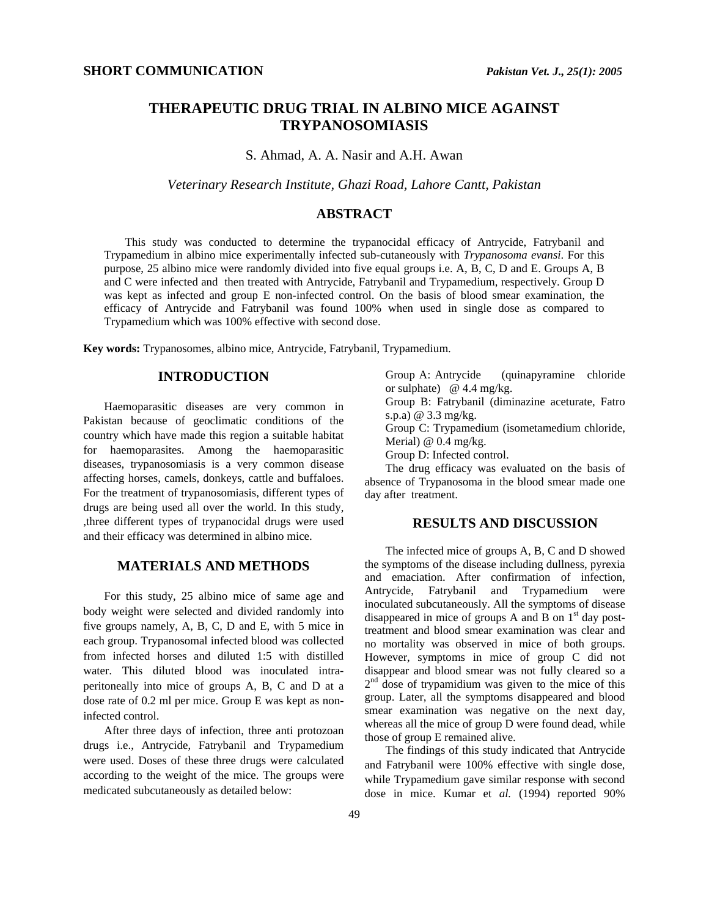**SHORT COMMUNICATION**

# THERAPEUTIC DRUG TRIAL IN ALBINO MICE AGAINST TRYPANOSOMIASIS

S. Ahmad, A. A. Nasir and A.H. Awan

*Veterinary Research Institute, Ghazi Road, Lahore Cantt, Pakistan*

## ABSTRACT

This study was conducted to determine the trypanocidal efficacy of Antrycide, Fatrybanil and Trypamedium in albino mice experimentally infected sub-cutaneously with *Trypanosoma evansi*. For this purpose, 25 albino mice were randomly divided into five equal groups i.e. A, B, C, D and E. Groups A, B and C were infected and then treated with Antrycide, Fatrybanil and Trypamedium, respectively. Group D was kept as infected and group E non-infected control. On the basis of blood smear examination, the efficacy of Antrycide and Fatrybanil was found 100% when used in single dose as compared to Trypamedium which was 100% effective with second dose.

**Key words:** Trypanosomes, albino mice, Antrycide, Fatrybanil, Trypamedium.

## INTRODUCTION

Haemoparasitic diseases are very common in Pakistan because of geoclimatic conditions of the country which have made this region a suitable habitat for haemoparasites. Among the haemoparasitic diseases, trypanosomiasis is a very common disease affecting horses, camels, donkeys, cattle and buffaloes. For the treatment of trypanosomiasis, different types of drugs are being used all over the world. In this study, ,three different types of trypanocidal drugs were used and their efficacy was determined in albino mice.

## MATERIALS AND METHODS

For this study, 25 albino mice of same age and body weight were selected and divided randomly into five groups namely, A, B, C, D and E, with 5 mice in each group. Trypanosomal infected blood was collected from infected horses and diluted 1:5 with distilled water. This diluted blood was inoculated intra-peritoneally into mice of groups A, B, C and D at a dose rate of 0.2 ml per mice. Group E was kept as non-infected control.

After three days of infection, three anti protozoan drugs i.e., Antrycide, Fatrybanil and Trypamedium were used. Doses of these three drugs were calculated according to the weight of the mice. The groups were medicated subcutaneously as detailed below:

Group A: Antrycide (quinapyramine chloride or sulphate) @ 4.4 mg/kg.

Group B: Fatrybanil (diminazine aceturate, Fatro s.p.a) @ 3.3 mg/kg.

Group C: Trypamedium (isometamedium chloride, Merial) @ 0.4 mg/kg.

Group D: Infected control.

The drug efficacy was evaluated on the basis of absence of Trypanosoma in the blood smear made one day after treatment.

## RESULTS AND DISCUSSION

The infected mice of groups A, B, C and D showed the symptoms of the disease including dullness, pyrexia and emaciation. After confirmation of infection, Antrycide, Fatrybanil and Trypamedium were inoculated subcutaneously. All the symptoms of disease disappeared in mice of groups A and B on 1st day post-treatment and blood smear examination was clear and no mortality was observed in mice of both groups. However, symptoms in mice of group C did not disappear and blood smear was not fully cleared so a 2nd dose of trypamidium was given to the mice of this group. Later, all the symptoms disappeared and blood smear examination was negative on the next day, whereas all the mice of group D were found dead, while those of group E remained alive.

The findings of this study indicated that Antrycide and Fatrybanil were 100% effective with single dose, while Trypamedium gave similar response with second dose in mice. Kumar et *al.* (1994) reported 90%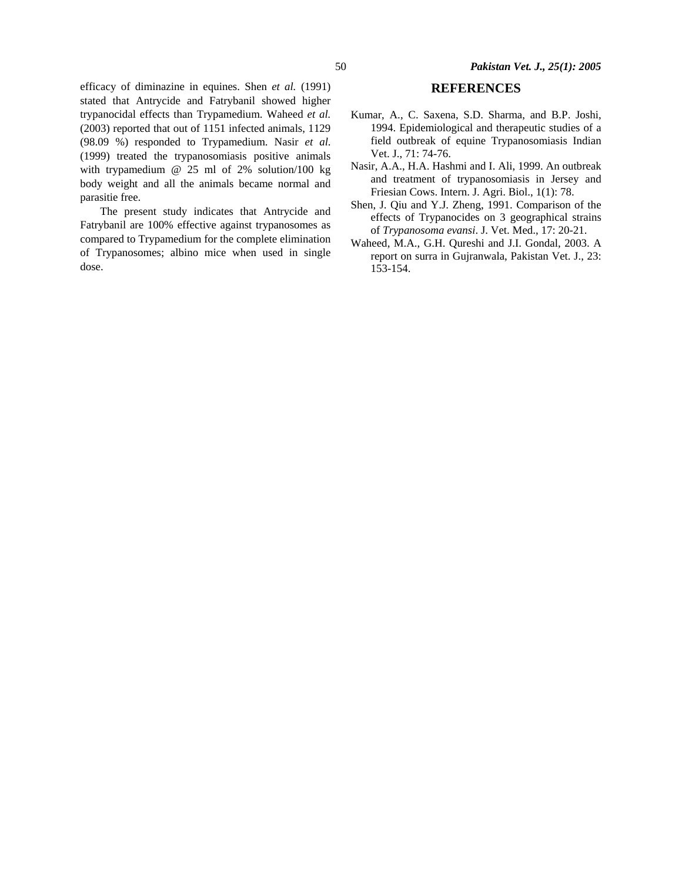efficacy of diminazine in equines. Shen *et al.* (1991) stated that Antrycide and Fatrybanil showed higher trypanocidal effects than Trypamedium. Waheed *et al.* (2003) reported that out of 1151 infected animals, 1129 (98.09 %) responded to Trypamedium. Nasir *et al.* (1999) treated the trypanosomiasis positive animals with trypamedium @ 25 ml of 2% solution/100 kg body weight and all the animals became normal and parasitie free.

The present study indicates that Antrycide and Fatrybanil are 100% effective against trypanosomes as compared to Trypamedium for the complete elimination of Trypanosomes; albino mice when used in single dose.

## REFERENCES

Kumar, A., C. Saxena, S.D. Sharma, and B.P. Joshi, 1994. Epidemiological and therapeutic studies of a field outbreak of equine Trypanosomiasis Indian Vet. J., 71: 74-76.

Nasir, A.A., H.A. Hashmi and I. Ali, 1999. An outbreak and treatment of trypanosomiasis in Jersey and Friesian Cows. Intern. J. Agri. Biol., 1(1): 78.

Shen, J. Qiu and Y.J. Zheng, 1991. Comparison of the effects of Trypanocides on 3 geographical strains of *Trypanosoma evansi*. J. Vet. Med., 17: 20-21.

Waheed, M.A., G.H. Qureshi and J.I. Gondal, 2003. A report on surra in Gujranwala, Pakistan Vet. J., 23: 153-154.